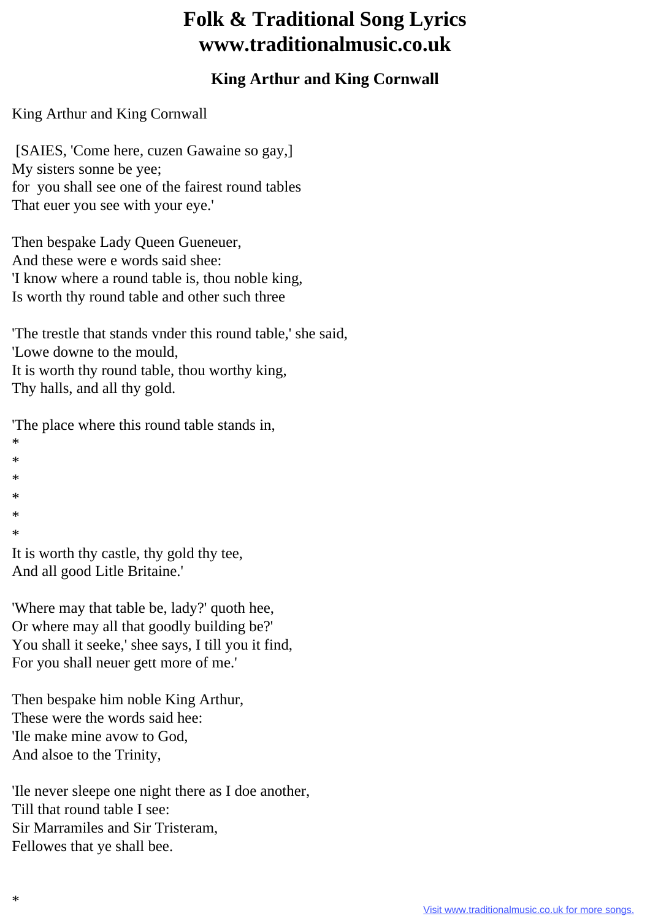# Folk & Traditional Song Lyrics
# www.traditionalmusic.co.uk

### King Arthur and King Cornwall

King Arthur and King Cornwall

[SAIES, 'Come here, cuzen Gawaine so gay,]
My sisters sonne be yee;
for you shall see one of the fairest round tables
That euer you see with your eye.'

Then bespake Lady Queen Gueneuer,
And these were e words said shee:
'I know where a round table is, thou noble king,
Is worth thy round table and other such three

'The trestle that stands vnder this round table,' she said,
'Lowe downe to the mould,
It is worth thy round table, thou worthy king,
Thy halls, and all thy gold.

'The place where this round table stands in,
*
*
*
*
*
*
It is worth thy castle, thy gold thy tee,
And all good Litle Britaine.'

'Where may that table be, lady?' quoth hee,
Or where may all that goodly building be?'
You shall it seeke,' shee says, I till you it find,
For you shall neuer gett more of me.'

Then bespake him noble King Arthur,
These were the words said hee:
'Ile make mine avow to God,
And alsoe to the Trinity,

'Ile never sleepe one night there as I doe another,
Till that round table I see:
Sir Marramiles and Sir Tristeram,
Fellowes that ye shall bee.

*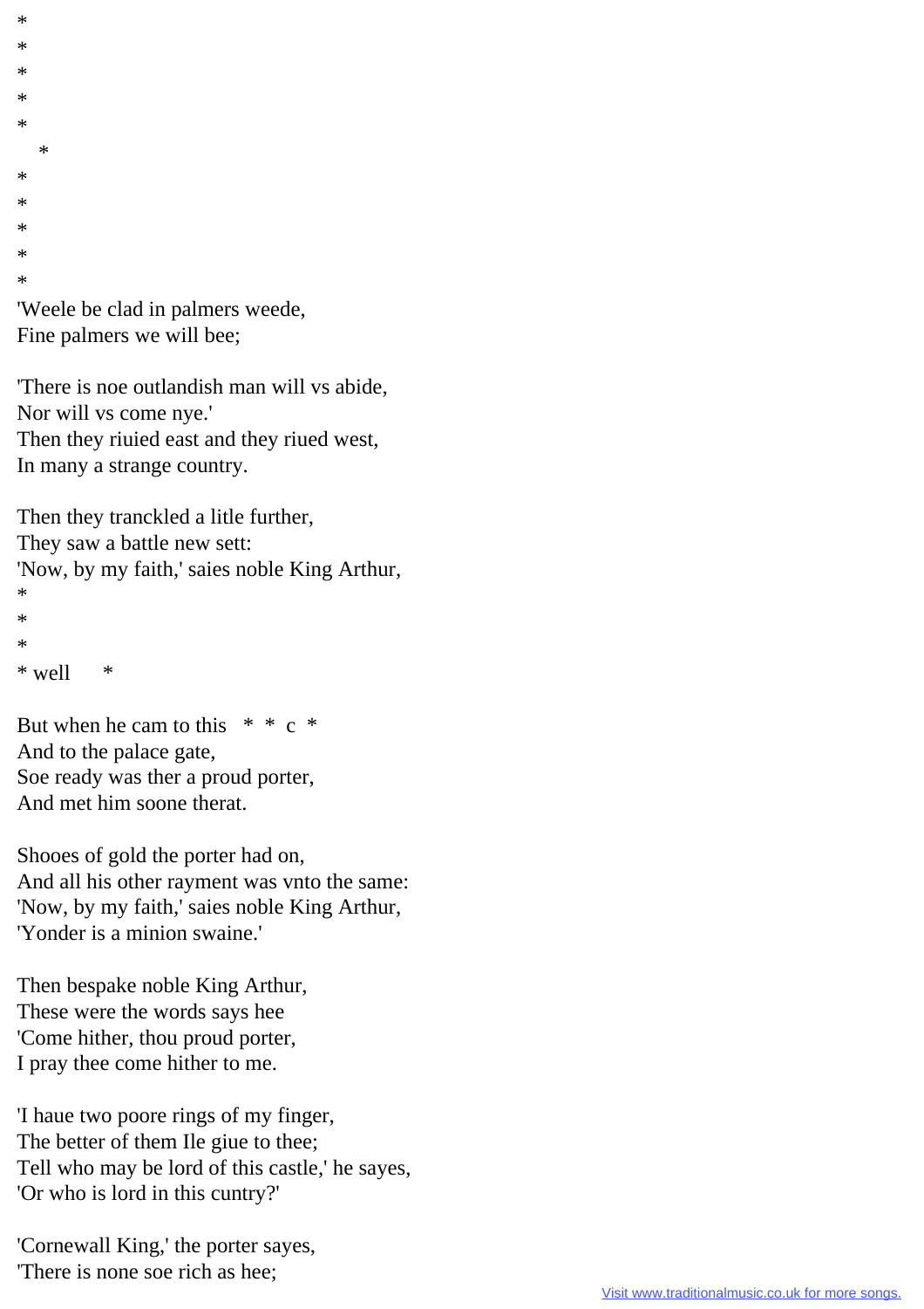*
*
*
*
*
    *
*
*
*
*
*
'Weele be clad in palmers weede,
Fine palmers we will bee;

'There is noe outlandish man will vs abide,
Nor will vs come nye.'
Then they riuied east and they riued west,
In many a strange country.

Then they tranckled a litle further,
They saw a battle new sett:
'Now, by my faith,' saies noble King Arthur,
*
*
*
* well      *

But when he cam to this   *  *  c  *
And to the palace gate,
Soe ready was ther a proud porter,
And met him soone therat.

Shooes of gold the porter had on,
And all his other rayment was vnto the same:
'Now, by my faith,' saies noble King Arthur,
'Yonder is a minion swaine.'

Then bespake noble King Arthur,
These were the words says hee
'Come hither, thou proud porter,
I pray thee come hither to me.

'I haue two poore rings of my finger,
The better of them Ile giue to thee;
Tell who may be lord of this castle,' he sayes,
'Or who is lord in this cuntry?'

'Cornewall King,' the porter sayes,
'There is none soe rich as hee;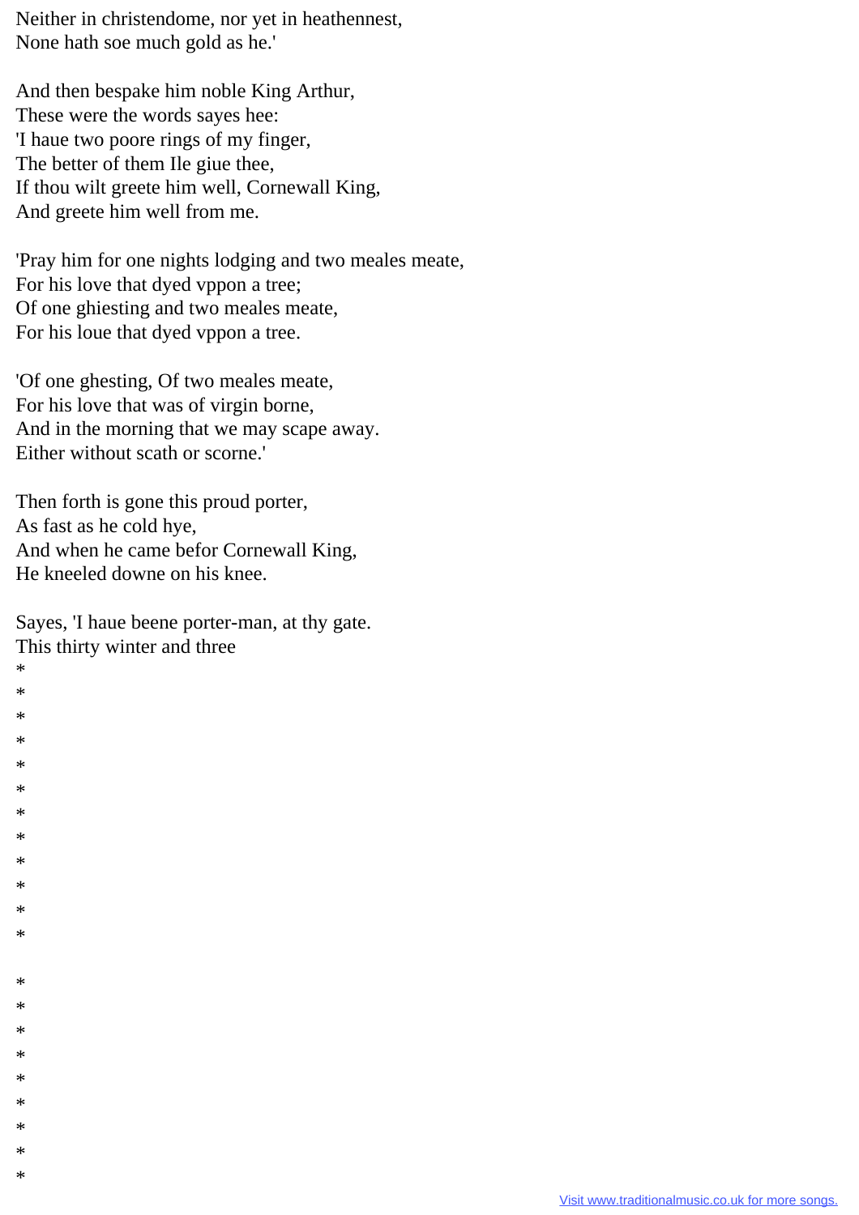Neither in christendome, nor yet in heathennest,
None hath soe much gold as he.'

And then bespake him noble King Arthur,
These were the words sayes hee:
'I haue two poore rings of my finger,
The better of them Ile giue thee,
If thou wilt greete him well, Cornewall King,
And greete him well from me.

'Pray him for one nights lodging and two meales meate,
For his love that dyed vppon a tree;
Of one ghiesting and two meales meate,
For his loue that dyed vppon a tree.

'Of one ghesting, Of two meales meate,
For his love that was of virgin borne,
And in the morning that we may scape away.
Either without scath or scorne.'

Then forth is gone this proud porter,
As fast as he cold hye,
And when he came befor Cornewall King,
He kneeled downe on his knee.

Sayes, 'I haue beene porter-man, at thy gate.
This thirty winter and three
*
*
*
*
*
*
*
*
*
*
*
*

*
*
*
*
*
*
*
*
*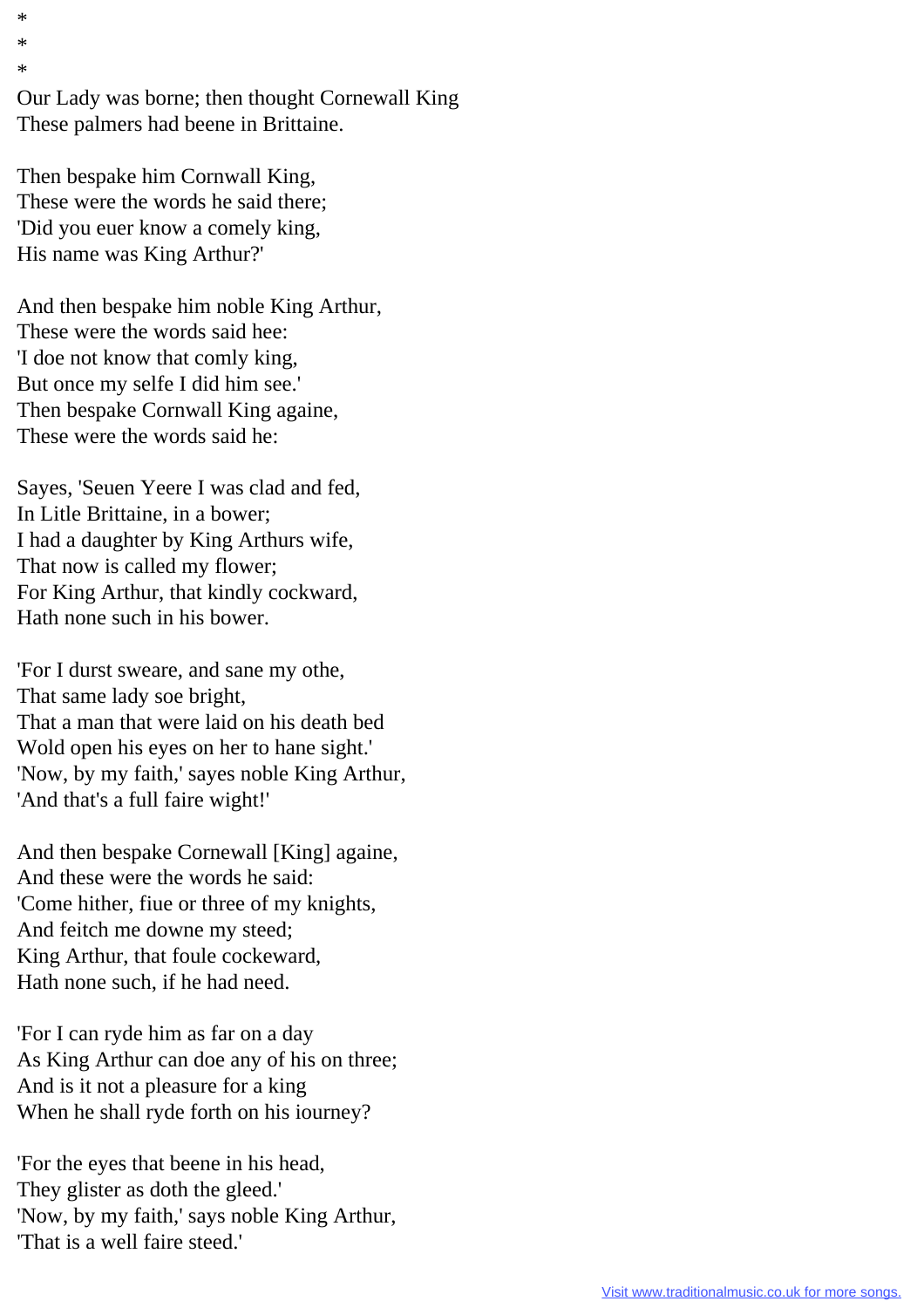*
*
*
Our Lady was borne; then thought Cornewall King
These palmers had beene in Brittaine.

Then bespake him Cornwall King,
These were the words he said there;
'Did you euer know a comely king,
His name was King Arthur?'

And then bespake him noble King Arthur,
These were the words said hee:
'I doe not know that comly king,
But once my selfe I did him see.'
Then bespake Cornwall King againe,
These were the words said he:

Sayes, 'Seuen Yeere I was clad and fed,
In Litle Brittaine, in a bower;
I had a daughter by King Arthurs wife,
That now is called my flower;
For King Arthur, that kindly cockward,
Hath none such in his bower.

'For I durst sweare, and sane my othe,
That same lady soe bright,
That a man that were laid on his death bed
Wold open his eyes on her to hane sight.'
'Now, by my faith,' sayes noble King Arthur,
'And that's a full faire wight!'

And then bespake Cornewall [King] againe,
And these were the words he said:
'Come hither, fiue or three of my knights,
And feitch me downe my steed;
King Arthur, that foule cockeward,
Hath none such, if he had need.

'For I can ryde him as far on a day
As King Arthur can doe any of his on three;
And is it not a pleasure for a king
When he shall ryde forth on his iourney?

'For the eyes that beene in his head,
They glister as doth the gleed.'
'Now, by my faith,' says noble King Arthur,
'That is a well faire steed.'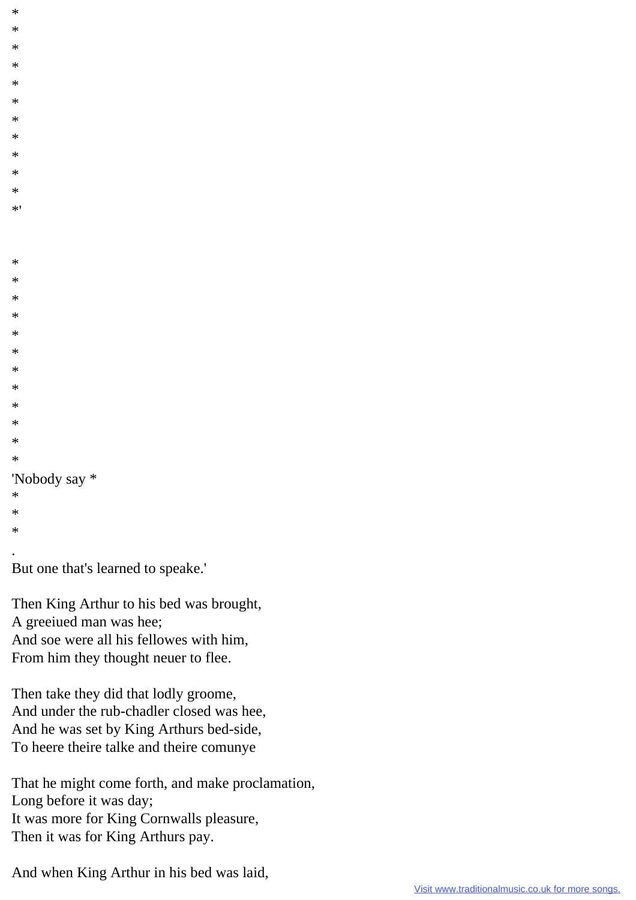*
*
*
*
*
*
*
*
*
*
*
*'

*
*
*
*
*
*
*
*
*
*
*
*
'Nobody say *
*
*
*
.
But one that's learned to speake.'

Then King Arthur to his bed was brought,
A greeiued man was hee;
And soe were all his fellowes with him,
From him they thought neuer to flee.

Then take they did that lodly groome,
And under the rub-chadler closed was hee,
And he was set by King Arthurs bed-side,
To heere theire talke and theire comunye

That he might come forth, and make proclamation,
Long before it was day;
It was more for King Cornwalls pleasure,
Then it was for King Arthurs pay.

And when King Arthur in his bed was laid,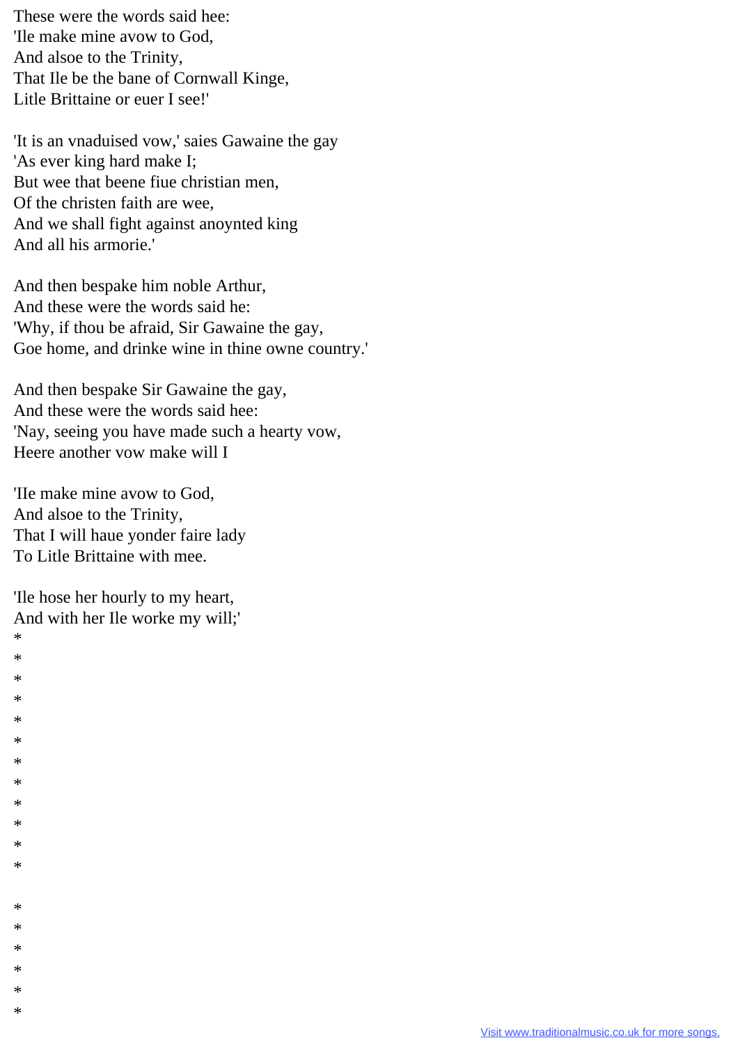These were the words said hee:
'Ile make mine avow to God,
And alsoe to the Trinity,
That Ile be the bane of Cornwall Kinge,
Litle Brittaine or euer I see!'

'It is an vnaduised vow,' saies Gawaine the gay
'As ever king hard make I;
But wee that beene fiue christian men,
Of the christen faith are wee,
And we shall fight against anoynted king
And all his armorie.'

And then bespake him noble Arthur,
And these were the words said he:
'Why, if thou be afraid, Sir Gawaine the gay,
Goe home, and drinke wine in thine owne country.'

And then bespake Sir Gawaine the gay,
And these were the words said hee:
'Nay, seeing you have made such a hearty vow,
Heere another vow make will I

'Ile make mine avow to God,
And alsoe to the Trinity,
That I will haue yonder faire lady
To Litle Brittaine with mee.

'Ile hose her hourly to my heart,
And with her Ile worke my will;'
*
*
*
*
*
*
*
*
*
*
*
*

*
*
*
*
*
*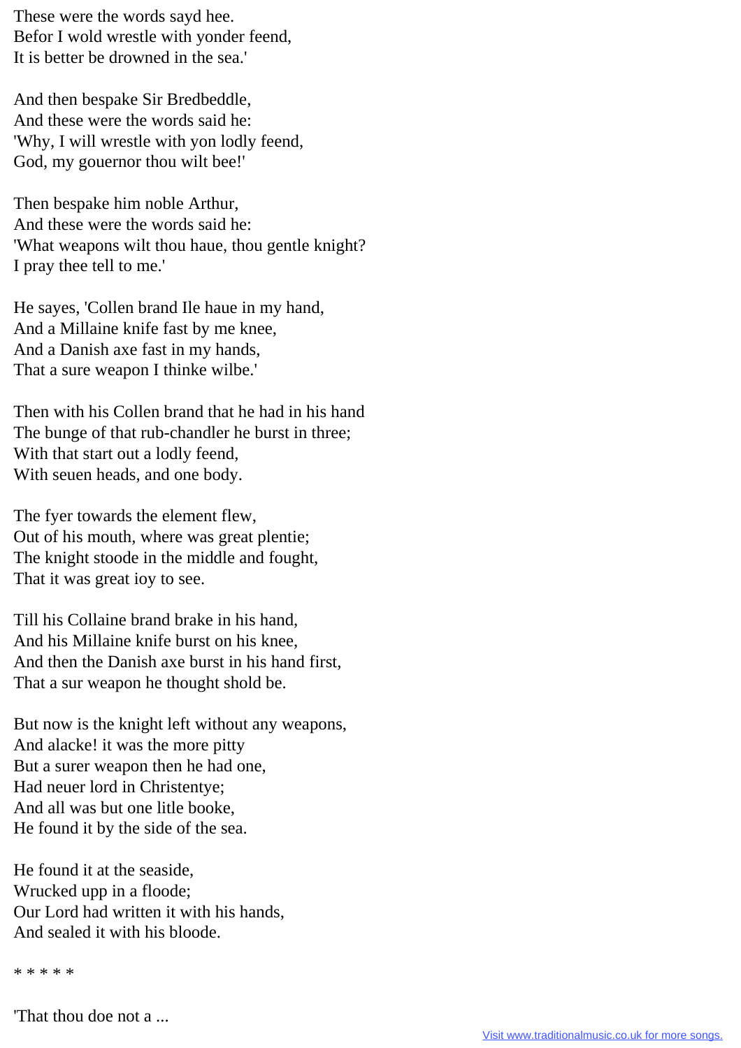These were the words sayd hee.
Befor I wold wrestle with yonder feend,
It is better be drowned in the sea.'

And then bespake Sir Bredbeddle,
And these were the words said he:
'Why, I will wrestle with yon lodly feend,
God, my gouernor thou wilt bee!'

Then bespake him noble Arthur,
And these were the words said he:
'What weapons wilt thou haue, thou gentle knight?
I pray thee tell to me.'

He sayes, 'Collen brand Ile haue in my hand,
And a Millaine knife fast by me knee,
And a Danish axe fast in my hands,
That a sure weapon I thinke wilbe.'

Then with his Collen brand that he had in his hand
The bunge of that rub-chandler he burst in three;
With that start out a lodly feend,
With seuen heads, and one body.

The fyer towards the element flew,
Out of his mouth, where was great plentie;
The knight stoode in the middle and fought,
That it was great ioy to see.

Till his Collaine brand brake in his hand,
And his Millaine knife burst on his knee,
And then the Danish axe burst in his hand first,
That a sur weapon he thought shold be.

But now is the knight left without any weapons,
And alacke! it was the more pitty
But a surer weapon then he had one,
Had neuer lord in Christentye;
And all was but one litle booke,
He found it by the side of the sea.

He found it at the seaside,
Wrucked upp in a floode;
Our Lord had written it with his hands,
And sealed it with his bloode.

* * * * *

'That thou doe not a ...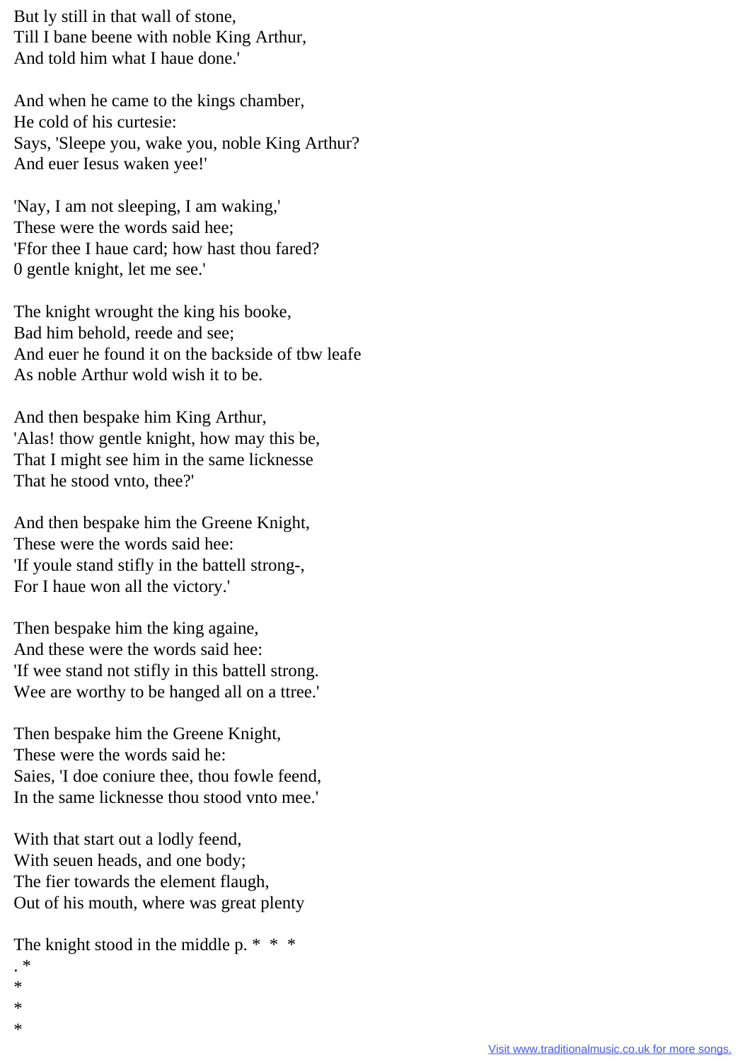But ly still in that wall of stone,
Till I bane beene with noble King Arthur,
And told him what I haue done.'

And when he came to the kings chamber,
He cold of his curtesie:
Says, 'Sleepe you, wake you, noble King Arthur?
And euer Iesus waken yee!'

'Nay, I am not sleeping, I am waking,'
These were the words said hee;
'Ffor thee I haue card; how hast thou fared?
0 gentle knight, let me see.'

The knight wrought the king his booke,
Bad him behold, reede and see;
And euer he found it on the backside of tbw leafe
As noble Arthur wold wish it to be.

And then bespake him King Arthur,
'Alas! thow gentle knight, how may this be,
That I might see him in the same licknesse
That he stood vnto, thee?'

And then bespake him the Greene Knight,
These were the words said hee:
'If youle stand stifly in the battell strong-,
For I haue won all the victory.'

Then bespake him the king againe,
And these were the words said hee:
'If wee stand not stifly in this battell strong.
Wee are worthy to be hanged all on a ttree.'

Then bespake him the Greene Knight,
These were the words said he:
Saies, 'I doe coniure thee, thou fowle feend,
In the same licknesse thou stood vnto mee.'

With that start out a lodly feend,
With seuen heads, and one body;
The fier towards the element flaugh,
Out of his mouth, where was great plenty

The knight stood in the middle p. * * *
. *
*
*
*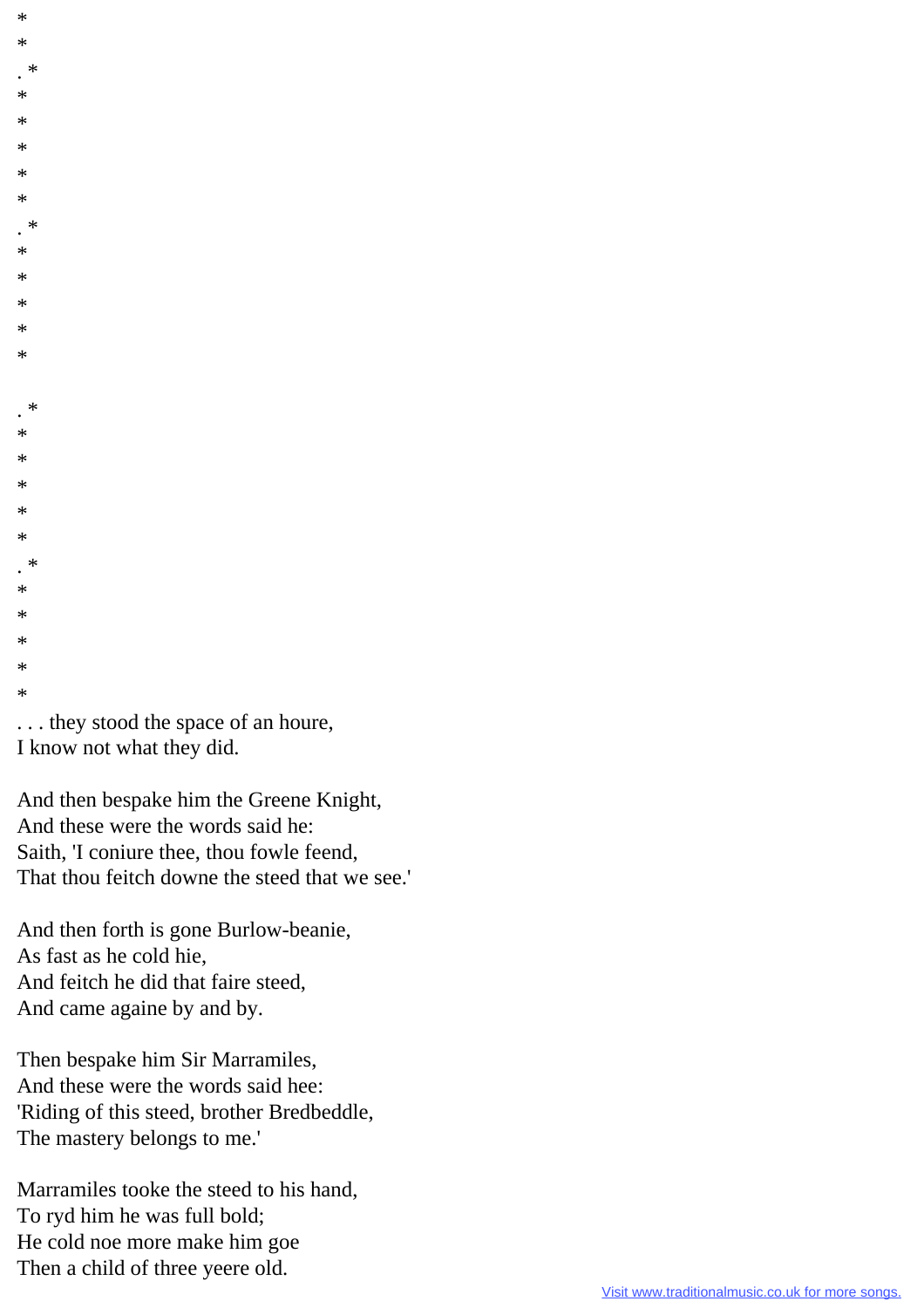\*
\*
. \*
\*
\*
\*
\*
\*
. \*
\*
\*
\*
\*
\*

. \*
\*
\*
\*
\*
\*
. \*
\*
\*
\*
\*
\*
. . . they stood the space of an houre,
I know not what they did.

And then bespake him the Greene Knight,
And these were the words said he:
Saith, 'I coniure thee, thou fowle feend,
That thou feitch downe the steed that we see.'

And then forth is gone Burlow-beanie,
As fast as he cold hie,
And feitch he did that faire steed,
And came againe by and by.

Then bespake him Sir Marramiles,
And these were the words said hee:
'Riding of this steed, brother Bredbeddle,
The mastery belongs to me.'

Marramiles tooke the steed to his hand,
To ryd him he was full bold;
He cold noe more make him goe
Then a child of three yeere old.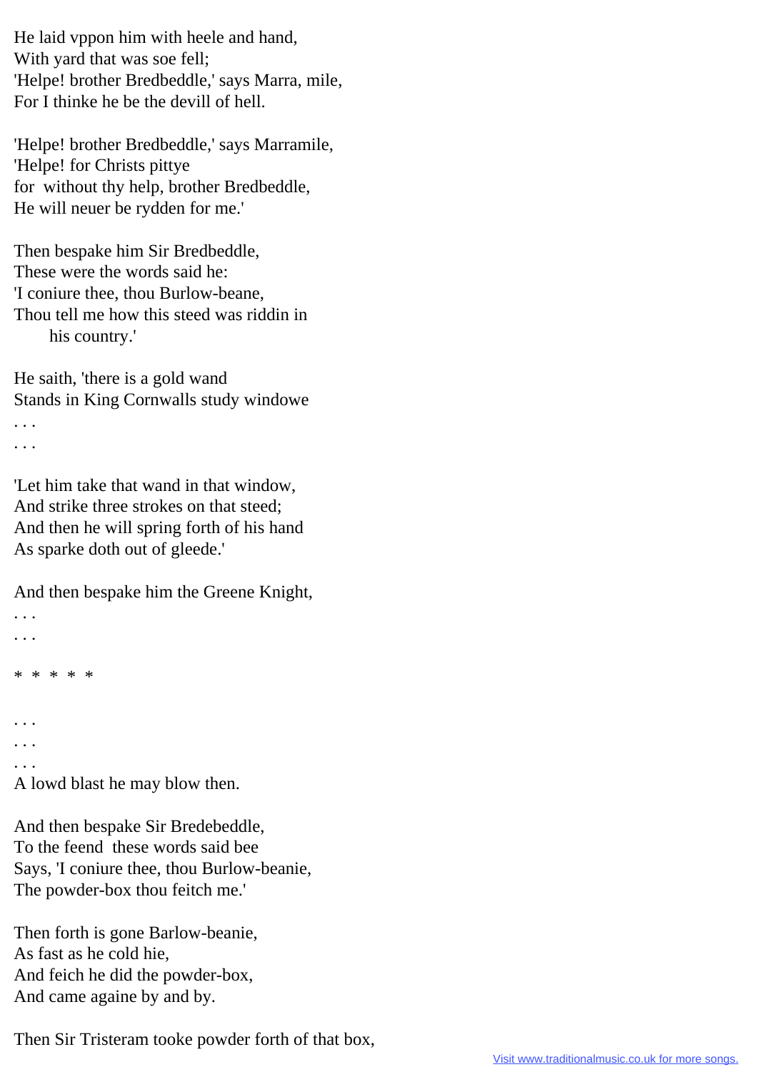He laid vppon him with heele and hand,  
With yard that was soe fell;  
'Helpe! brother Bredbeddle,' says Marra, mile,  
For I thinke he be the devill of hell.

'Helpe! brother Bredbeddle,' says Marramile,  
'Helpe! for Christs pittye  
for  without thy help, brother Bredbeddle,  
He will neuer be rydden for me.'

Then bespake him Sir Bredbeddle,  
These were the words said he:  
'I coniure thee, thou Burlow-beane,  
Thou tell me how this steed was riddin in  
  his country.'

He saith, 'there is a gold wand  
Stands in King Cornwalls study windowe  
. . .  
. . .

'Let him take that wand in that window,  
And strike three strokes on that steed;  
And then he will spring forth of his hand  
As sparke doth out of gleede.'

And then bespake him the Greene Knight,  
. . .  
. . .

* * * * *

. . .  
. . .  
. . .  
A lowd blast he may blow then.

And then bespake Sir Bredebeddle,  
To the feend  these words said bee  
Says, 'I coniure thee, thou Burlow-beanie,  
The powder-box thou feitch me.'

Then forth is gone Barlow-beanie,  
As fast as he cold hie,  
And feich he did the powder-box,  
And came againe by and by.

Then Sir Tristeram tooke powder forth of that box,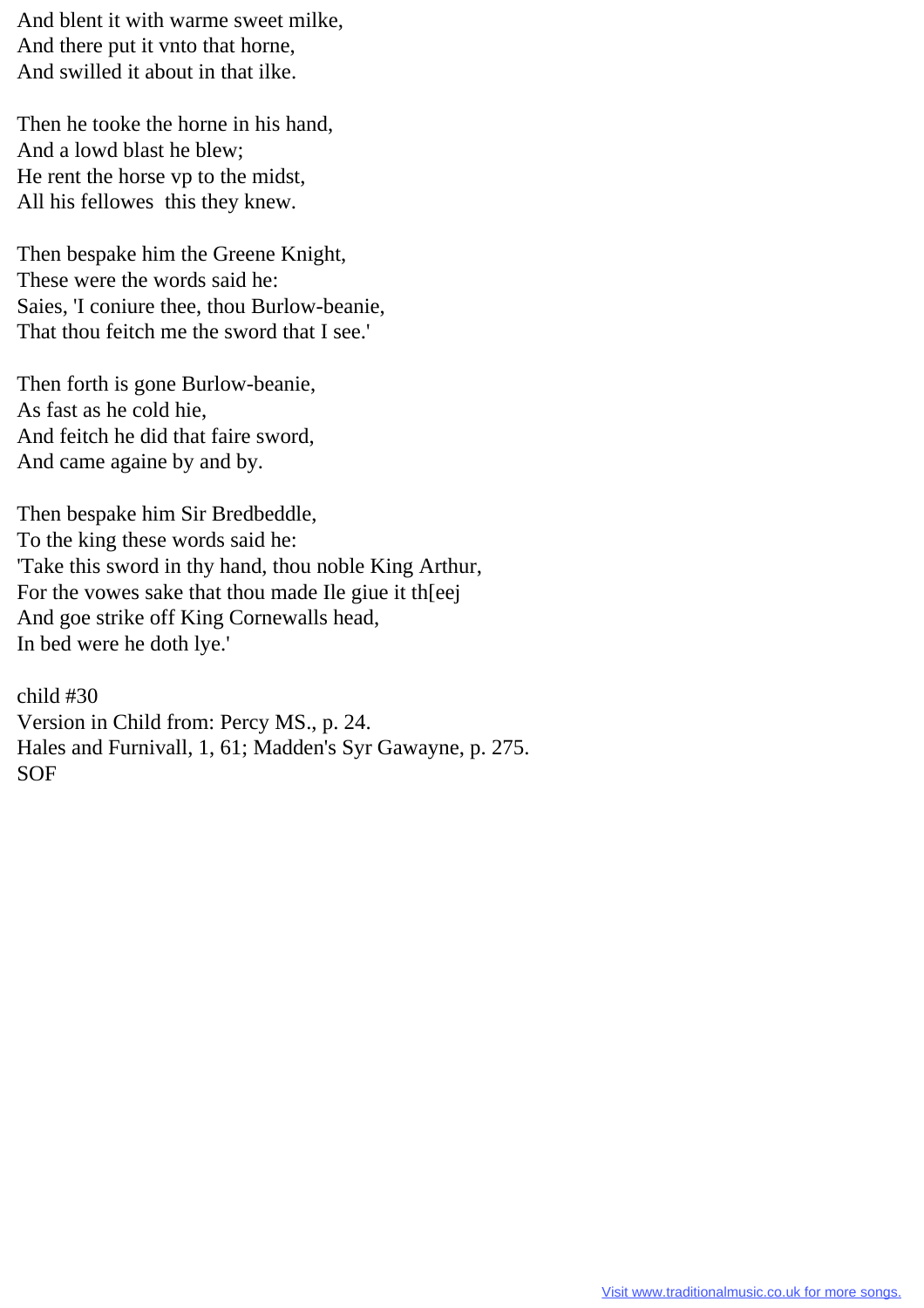And blent it with warme sweet milke,
And there put it vnto that horne,
And swilled it about in that ilke.

Then he tooke the horne in his hand,
And a lowd blast he blew;
He rent the horse vp to the midst,
All his fellowes this they knew.

Then bespake him the Greene Knight,
These were the words said he:
Saies, 'I coniure thee, thou Burlow-beanie,
That thou feitch me the sword that I see.'

Then forth is gone Burlow-beanie,
As fast as he cold hie,
And feitch he did that faire sword,
And came againe by and by.

Then bespake him Sir Bredbeddle,
To the king these words said he:
'Take this sword in thy hand, thou noble King Arthur,
For the vowes sake that thou made Ile giue it th[eej
And goe strike off King Cornewalls head,
In bed were he doth lye.'

child #30
Version in Child from: Percy MS., p. 24.
Hales and Furnivall, 1, 61; Madden's Syr Gawayne, p. 275.
SOF